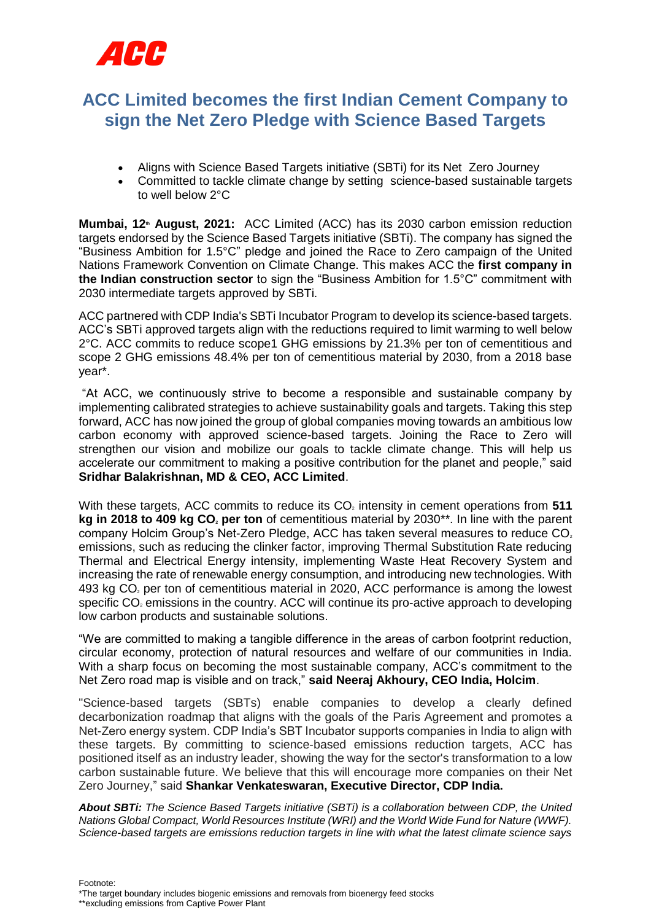ACC

# ACC Limited becomes the first Indian Cement Company to sign the Net Zero Pledge with Science Based Targets

- Aligns with Science Based Targets initiative (SBTi) for its Net Zero Journey
- Committed to tackle climate change by setting science-based sustainable targets to well below 2°C

**Mumbai, 12th August, 2021:** ACC Limited (ACC) has its 2030 carbon emission reduction targets endorsed by the Science Based Targets initiative (SBTi). The company has signed the "Business Ambition for 1.5°C" pledge and joined the Race to Zero campaign of the United Nations Framework Convention on Climate Change. This makes ACC the **first company in the Indian construction sector** to sign the "Business Ambition for 1.5°C" commitment with 2030 intermediate targets approved by SBTi.

ACC partnered with CDP India's SBTi Incubator Program to develop its science-based targets. ACC's SBTi approved targets align with the reductions required to limit warming to well below 2°C. ACC commits to reduce scope1 GHG emissions by 21.3% per ton of cementitious and scope 2 GHG emissions 48.4% per ton of cementitious material by 2030, from a 2018 base year*.

"At ACC, we continuously strive to become a responsible and sustainable company by implementing calibrated strategies to achieve sustainability goals and targets. Taking this step forward, ACC has now joined the group of global companies moving towards an ambitious low carbon economy with approved science-based targets. Joining the Race to Zero will strengthen our vision and mobilize our goals to tackle climate change. This will help us accelerate our commitment to making a positive contribution for the planet and people," said **Sridhar Balakrishnan, MD & CEO, ACC Limited**.

With these targets, ACC commits to reduce its $CO_2$ intensity in cement operations from **511 kg in 2018 to 409 kg $CO_2$ per ton** of cementitious material by 2030**. In line with the parent company Holcim Group's Net-Zero Pledge, ACC has taken several measures to reduce $CO_2$ emissions, such as reducing the clinker factor, improving Thermal Substitution Rate reducing Thermal and Electrical Energy intensity, implementing Waste Heat Recovery System and increasing the rate of renewable energy consumption, and introducing new technologies. With 493 kg $CO_2$ per ton of cementitious material in 2020, ACC performance is among the lowest specific $CO_2$ emissions in the country. ACC will continue its pro-active approach to developing low carbon products and sustainable solutions.

"We are committed to making a tangible difference in the areas of carbon footprint reduction, circular economy, protection of natural resources and welfare of our communities in India. With a sharp focus on becoming the most sustainable company, ACC's commitment to the Net Zero road map is visible and on track," **said Neeraj Akhoury, CEO India, Holcim**.

"Science-based targets (SBTs) enable companies to develop a clearly defined decarbonization roadmap that aligns with the goals of the Paris Agreement and promotes a Net-Zero energy system. CDP India's SBT Incubator supports companies in India to align with these targets. By committing to science-based emissions reduction targets, ACC has positioned itself as an industry leader, showing the way for the sector's transformation to a low carbon sustainable future. We believe that this will encourage more companies on their Net Zero Journey," said **Shankar Venkateswaran, Executive Director, CDP India.**

***About SBTi:*** *The Science Based Targets initiative (SBTi) is a collaboration between CDP, the United Nations Global Compact, World Resources Institute (WRI) and the World Wide Fund for Nature (WWF). Science-based targets are emissions reduction targets in line with what the latest climate science says*

Footnote:
*The target boundary includes biogenic emissions and removals from bioenergy feed stocks
**excluding emissions from Captive Power Plant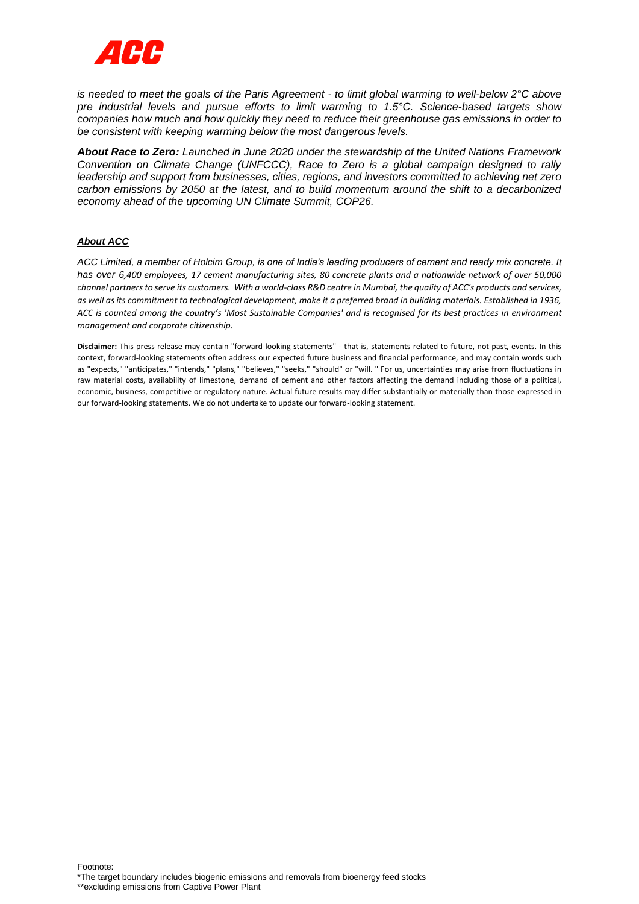*is needed to meet the goals of the Paris Agreement - to limit global warming to well-below 2°C above pre industrial levels and pursue efforts to limit warming to 1.5°C. Science-based targets show companies how much and how quickly they need to reduce their greenhouse gas emissions in order to be consistent with keeping warming below the most dangerous levels.*

***About Race to Zero:*** *Launched in June 2020 under the stewardship of the United Nations Framework Convention on Climate Change (UNFCCC), Race to Zero is a global campaign designed to rally leadership and support from businesses, cities, regions, and investors committed to achieving net zero carbon emissions by 2050 at the latest, and to build momentum around the shift to a decarbonized economy ahead of the upcoming UN Climate Summit, COP26.*

***About ACC***

*ACC Limited, a member of Holcim Group, is one of India's leading producers of cement and ready mix concrete. It has over 6,400 employees, 17 cement manufacturing sites, 80 concrete plants and a nationwide network of over 50,000 channel partners to serve its customers. With a world-class R&D centre in Mumbai, the quality of ACC's products and services, as well as its commitment to technological development, make it a preferred brand in building materials. Established in 1936, ACC is counted among the country's 'Most Sustainable Companies' and is recognised for its best practices in environment management and corporate citizenship.*

**Disclaimer:** This press release may contain "forward-looking statements" - that is, statements related to future, not past, events. In this context, forward-looking statements often address our expected future business and financial performance, and may contain words such as "expects," "anticipates," "intends," "plans," "believes," "seeks," "should" or "will. " For us, uncertainties may arise from fluctuations in raw material costs, availability of limestone, demand of cement and other factors affecting the demand including those of a political, economic, business, competitive or regulatory nature. Actual future results may differ substantially or materially than those expressed in our forward-looking statements. We do not undertake to update our forward-looking statement.

Footnote:
*The target boundary includes biogenic emissions and removals from bioenergy feed stocks
**excluding emissions from Captive Power Plant